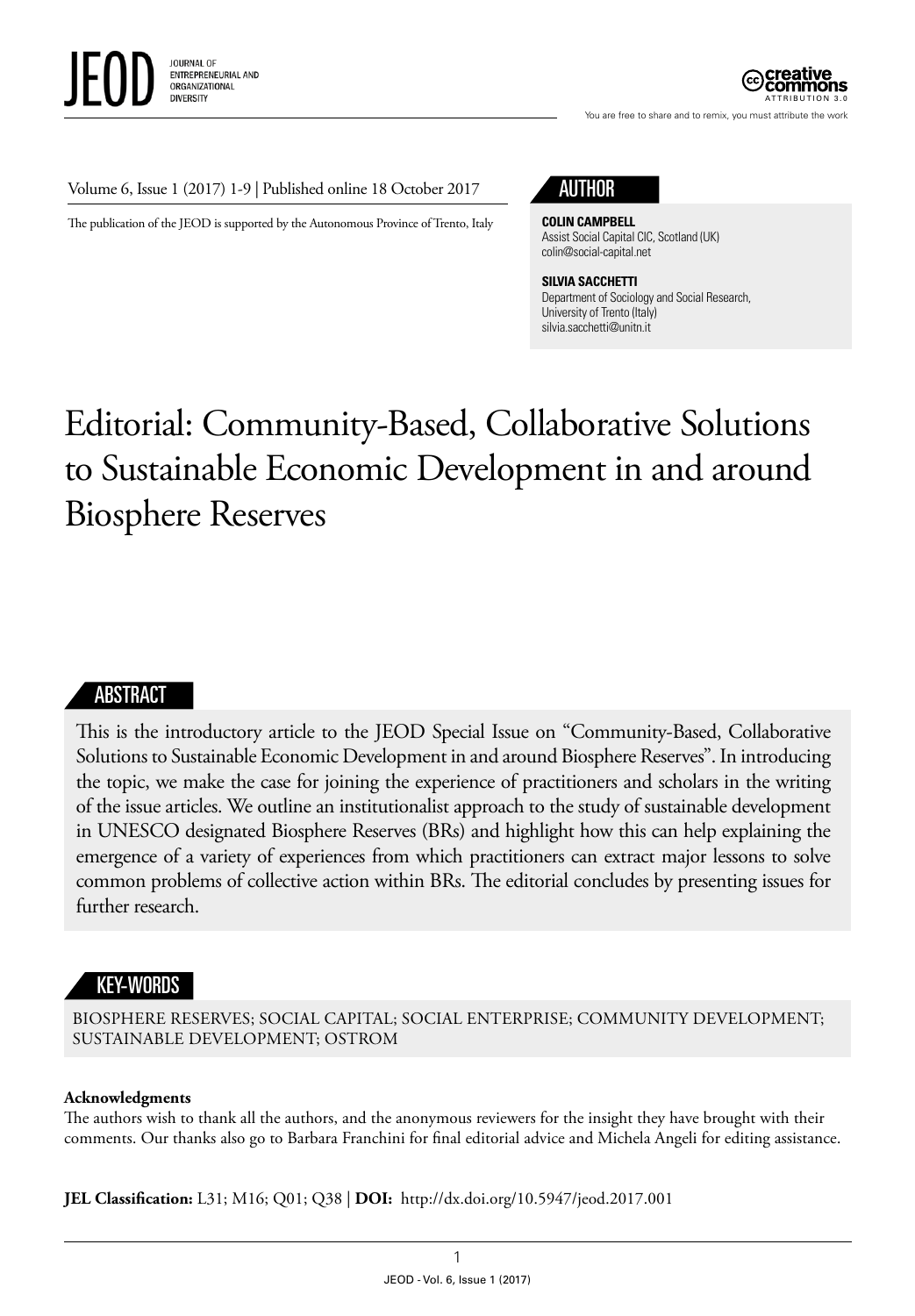Volume 6, Issue 1 (2017) 1-9 | Published online 18 October 2017

The publication of the JEOD is supported by the Autonomous Province of Trento, Italy

## AUTHOR

**COLIN CAMPBELL**
Assist Social Capital CIC, Scotland (UK)
colin@social-capital.net

**SILVIA SACCHETTI**
Department of Sociology and Social Research, University of Trento (Italy)
silvia.sacchetti@unitn.it

# Editorial: Community-Based, Collaborative Solutions to Sustainable Economic Development in and around Biosphere Reserves

## ABSTRACT

This is the introductory article to the JEOD Special Issue on "Community-Based, Collaborative Solutions to Sustainable Economic Development in and around Biosphere Reserves". In introducing the topic, we make the case for joining the experience of practitioners and scholars in the writing of the issue articles. We outline an institutionalist approach to the study of sustainable development in UNESCO designated Biosphere Reserves (BRs) and highlight how this can help explaining the emergence of a variety of experiences from which practitioners can extract major lessons to solve common problems of collective action within BRs. The editorial concludes by presenting issues for further research.

## KEY-WORDS

BIOSPHERE RESERVES; SOCIAL CAPITAL; SOCIAL ENTERPRISE; COMMUNITY DEVELOPMENT; SUSTAINABLE DEVELOPMENT; OSTROM

**Acknowledgments**
The authors wish to thank all the authors, and the anonymous reviewers for the insight they have brought with their comments. Our thanks also go to Barbara Franchini for final editorial advice and Michela Angeli for editing assistance.

**JEL Classification:** L31; M16; Q01; Q38 | **DOI:** http://dx.doi.org/10.5947/jeod.2017.001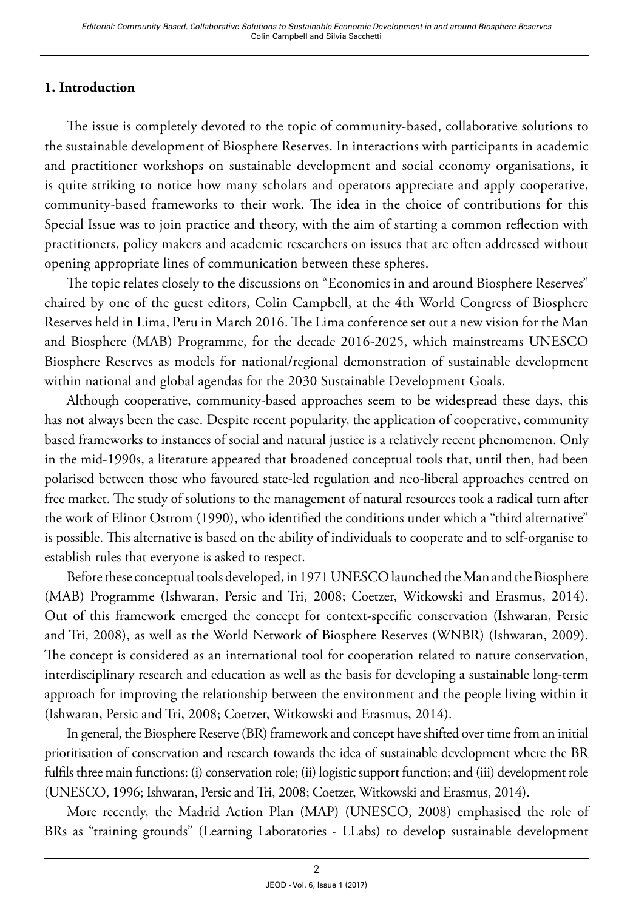## 1. Introduction

The issue is completely devoted to the topic of community-based, collaborative solutions to the sustainable development of Biosphere Reserves. In interactions with participants in academic and practitioner workshops on sustainable development and social economy organisations, it is quite striking to notice how many scholars and operators appreciate and apply cooperative, community-based frameworks to their work. The idea in the choice of contributions for this Special Issue was to join practice and theory, with the aim of starting a common reflection with practitioners, policy makers and academic researchers on issues that are often addressed without opening appropriate lines of communication between these spheres.

The topic relates closely to the discussions on "Economics in and around Biosphere Reserves" chaired by one of the guest editors, Colin Campbell, at the 4th World Congress of Biosphere Reserves held in Lima, Peru in March 2016. The Lima conference set out a new vision for the Man and Biosphere (MAB) Programme, for the decade 2016-2025, which mainstreams UNESCO Biosphere Reserves as models for national/regional demonstration of sustainable development within national and global agendas for the 2030 Sustainable Development Goals.

Although cooperative, community-based approaches seem to be widespread these days, this has not always been the case. Despite recent popularity, the application of cooperative, community based frameworks to instances of social and natural justice is a relatively recent phenomenon. Only in the mid-1990s, a literature appeared that broadened conceptual tools that, until then, had been polarised between those who favoured state-led regulation and neo-liberal approaches centred on free market. The study of solutions to the management of natural resources took a radical turn after the work of Elinor Ostrom (1990), who identified the conditions under which a "third alternative" is possible. This alternative is based on the ability of individuals to cooperate and to self-organise to establish rules that everyone is asked to respect.

Before these conceptual tools developed, in 1971 UNESCO launched the Man and the Biosphere (MAB) Programme (Ishwaran, Persic and Tri, 2008; Coetzer, Witkowski and Erasmus, 2014). Out of this framework emerged the concept for context-specific conservation (Ishwaran, Persic and Tri, 2008), as well as the World Network of Biosphere Reserves (WNBR) (Ishwaran, 2009). The concept is considered as an international tool for cooperation related to nature conservation, interdisciplinary research and education as well as the basis for developing a sustainable long-term approach for improving the relationship between the environment and the people living within it (Ishwaran, Persic and Tri, 2008; Coetzer, Witkowski and Erasmus, 2014).

In general, the Biosphere Reserve (BR) framework and concept have shifted over time from an initial prioritisation of conservation and research towards the idea of sustainable development where the BR fulfils three main functions: (i) conservation role; (ii) logistic support function; and (iii) development role (UNESCO, 1996; Ishwaran, Persic and Tri, 2008; Coetzer, Witkowski and Erasmus, 2014).

More recently, the Madrid Action Plan (MAP) (UNESCO, 2008) emphasised the role of BRs as "training grounds" (Learning Laboratories - LLabs) to develop sustainable development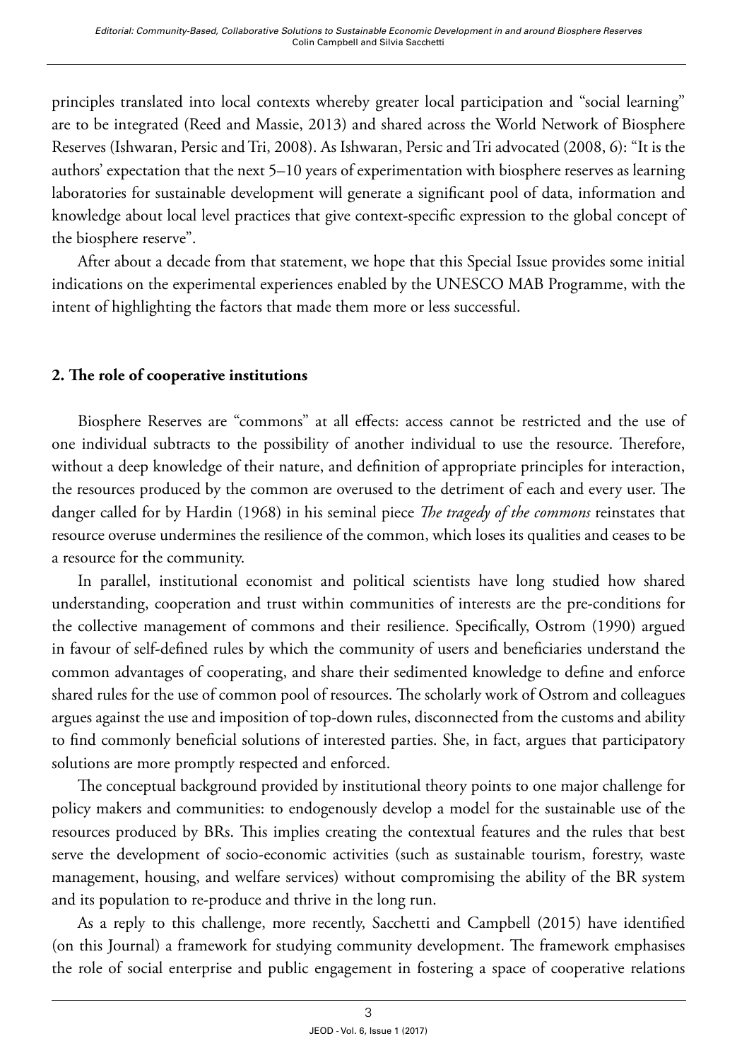principles translated into local contexts whereby greater local participation and "social learning" are to be integrated (Reed and Massie, 2013) and shared across the World Network of Biosphere Reserves (Ishwaran, Persic and Tri, 2008). As Ishwaran, Persic and Tri advocated (2008, 6): "It is the authors' expectation that the next 5–10 years of experimentation with biosphere reserves as learning laboratories for sustainable development will generate a significant pool of data, information and knowledge about local level practices that give context-specific expression to the global concept of the biosphere reserve".

After about a decade from that statement, we hope that this Special Issue provides some initial indications on the experimental experiences enabled by the UNESCO MAB Programme, with the intent of highlighting the factors that made them more or less successful.

## 2. The role of cooperative institutions

Biosphere Reserves are "commons" at all effects: access cannot be restricted and the use of one individual subtracts to the possibility of another individual to use the resource. Therefore, without a deep knowledge of their nature, and definition of appropriate principles for interaction, the resources produced by the common are overused to the detriment of each and every user. The danger called for by Hardin (1968) in his seminal piece *The tragedy of the commons* reinstates that resource overuse undermines the resilience of the common, which loses its qualities and ceases to be a resource for the community.

In parallel, institutional economist and political scientists have long studied how shared understanding, cooperation and trust within communities of interests are the pre-conditions for the collective management of commons and their resilience. Specifically, Ostrom (1990) argued in favour of self-defined rules by which the community of users and beneficiaries understand the common advantages of cooperating, and share their sedimented knowledge to define and enforce shared rules for the use of common pool of resources. The scholarly work of Ostrom and colleagues argues against the use and imposition of top-down rules, disconnected from the customs and ability to find commonly beneficial solutions of interested parties. She, in fact, argues that participatory solutions are more promptly respected and enforced.

The conceptual background provided by institutional theory points to one major challenge for policy makers and communities: to endogenously develop a model for the sustainable use of the resources produced by BRs. This implies creating the contextual features and the rules that best serve the development of socio-economic activities (such as sustainable tourism, forestry, waste management, housing, and welfare services) without compromising the ability of the BR system and its population to re-produce and thrive in the long run.

As a reply to this challenge, more recently, Sacchetti and Campbell (2015) have identified (on this Journal) a framework for studying community development. The framework emphasises the role of social enterprise and public engagement in fostering a space of cooperative relations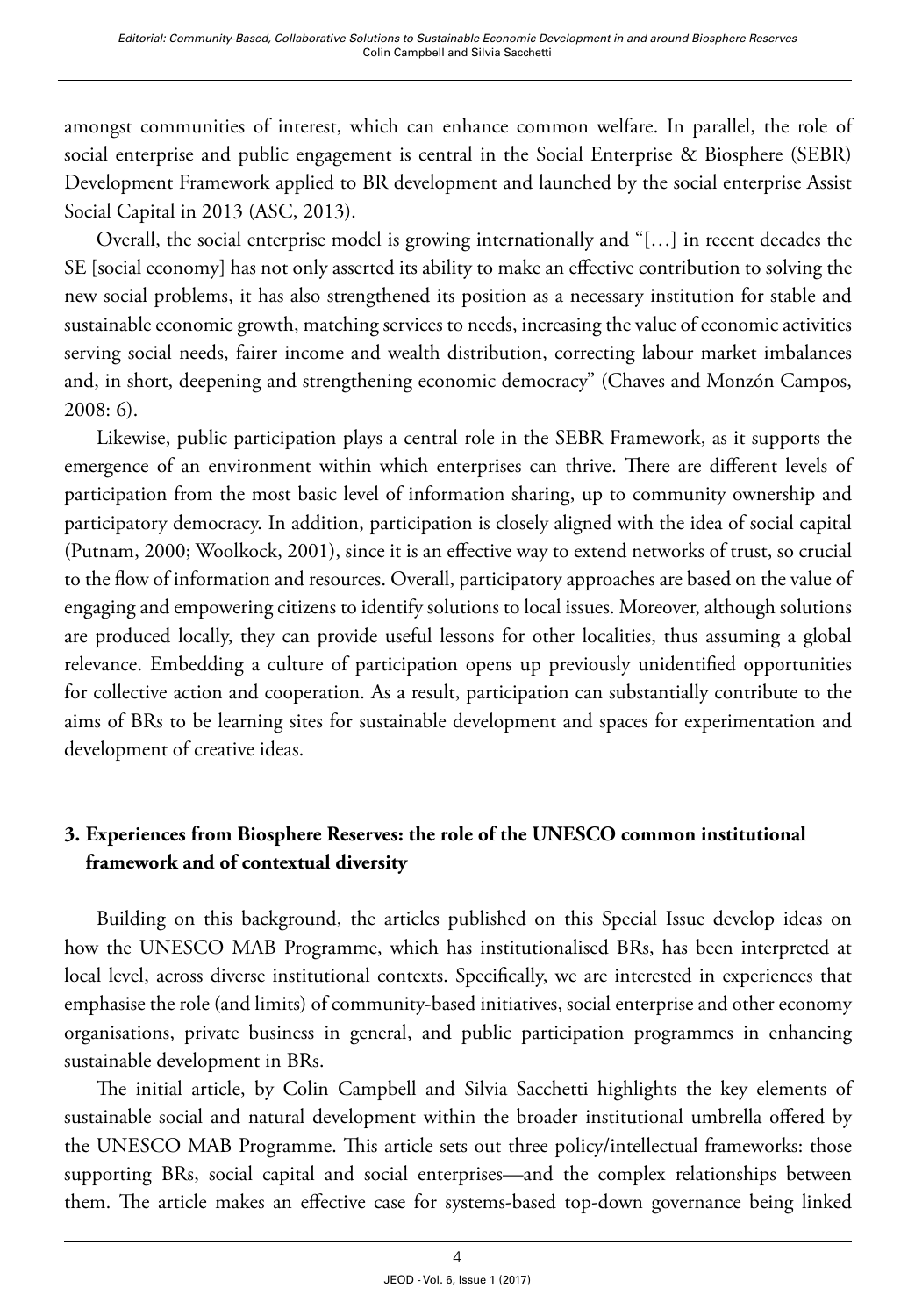amongst communities of interest, which can enhance common welfare. In parallel, the role of social enterprise and public engagement is central in the Social Enterprise & Biosphere (SEBR) Development Framework applied to BR development and launched by the social enterprise Assist Social Capital in 2013 (ASC, 2013).

Overall, the social enterprise model is growing internationally and "[…] in recent decades the SE [social economy] has not only asserted its ability to make an effective contribution to solving the new social problems, it has also strengthened its position as a necessary institution for stable and sustainable economic growth, matching services to needs, increasing the value of economic activities serving social needs, fairer income and wealth distribution, correcting labour market imbalances and, in short, deepening and strengthening economic democracy" (Chaves and Monzón Campos, 2008: 6).

Likewise, public participation plays a central role in the SEBR Framework, as it supports the emergence of an environment within which enterprises can thrive. There are different levels of participation from the most basic level of information sharing, up to community ownership and participatory democracy. In addition, participation is closely aligned with the idea of social capital (Putnam, 2000; Woolkock, 2001), since it is an effective way to extend networks of trust, so crucial to the flow of information and resources. Overall, participatory approaches are based on the value of engaging and empowering citizens to identify solutions to local issues. Moreover, although solutions are produced locally, they can provide useful lessons for other localities, thus assuming a global relevance. Embedding a culture of participation opens up previously unidentified opportunities for collective action and cooperation. As a result, participation can substantially contribute to the aims of BRs to be learning sites for sustainable development and spaces for experimentation and development of creative ideas.

## 3. Experiences from Biosphere Reserves: the role of the UNESCO common institutional framework and of contextual diversity

Building on this background, the articles published on this Special Issue develop ideas on how the UNESCO MAB Programme, which has institutionalised BRs, has been interpreted at local level, across diverse institutional contexts. Specifically, we are interested in experiences that emphasise the role (and limits) of community-based initiatives, social enterprise and other economy organisations, private business in general, and public participation programmes in enhancing sustainable development in BRs.

The initial article, by Colin Campbell and Silvia Sacchetti highlights the key elements of sustainable social and natural development within the broader institutional umbrella offered by the UNESCO MAB Programme. This article sets out three policy/intellectual frameworks: those supporting BRs, social capital and social enterprises—and the complex relationships between them. The article makes an effective case for systems-based top-down governance being linked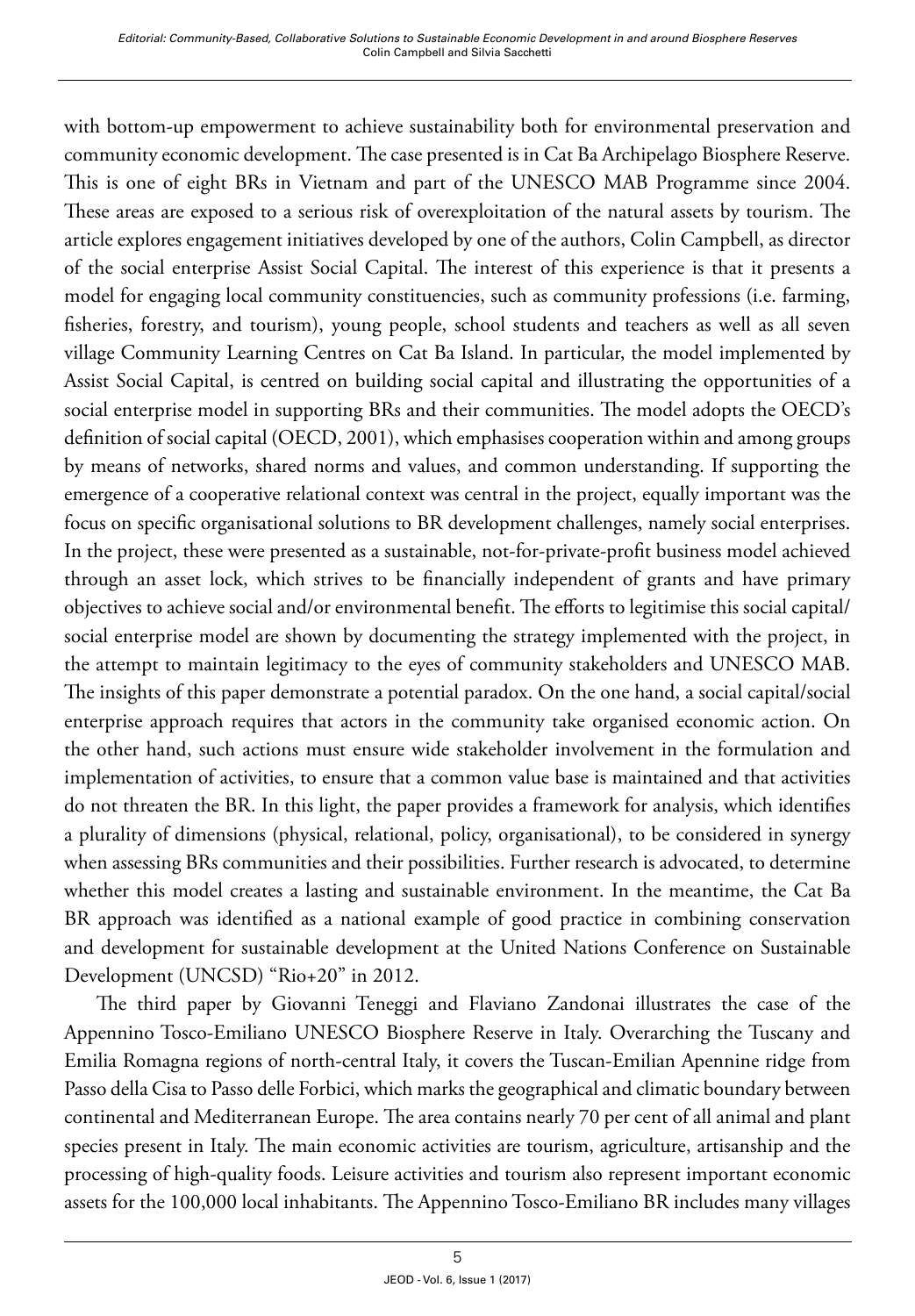with bottom-up empowerment to achieve sustainability both for environmental preservation and community economic development. The case presented is in Cat Ba Archipelago Biosphere Reserve. This is one of eight BRs in Vietnam and part of the UNESCO MAB Programme since 2004. These areas are exposed to a serious risk of overexploitation of the natural assets by tourism. The article explores engagement initiatives developed by one of the authors, Colin Campbell, as director of the social enterprise Assist Social Capital. The interest of this experience is that it presents a model for engaging local community constituencies, such as community professions (i.e. farming, fisheries, forestry, and tourism), young people, school students and teachers as well as all seven village Community Learning Centres on Cat Ba Island. In particular, the model implemented by Assist Social Capital, is centred on building social capital and illustrating the opportunities of a social enterprise model in supporting BRs and their communities. The model adopts the OECD's definition of social capital (OECD, 2001), which emphasises cooperation within and among groups by means of networks, shared norms and values, and common understanding. If supporting the emergence of a cooperative relational context was central in the project, equally important was the focus on specific organisational solutions to BR development challenges, namely social enterprises. In the project, these were presented as a sustainable, not-for-private-profit business model achieved through an asset lock, which strives to be financially independent of grants and have primary objectives to achieve social and/or environmental benefit. The efforts to legitimise this social capital/ social enterprise model are shown by documenting the strategy implemented with the project, in the attempt to maintain legitimacy to the eyes of community stakeholders and UNESCO MAB. The insights of this paper demonstrate a potential paradox. On the one hand, a social capital/social enterprise approach requires that actors in the community take organised economic action. On the other hand, such actions must ensure wide stakeholder involvement in the formulation and implementation of activities, to ensure that a common value base is maintained and that activities do not threaten the BR. In this light, the paper provides a framework for analysis, which identifies a plurality of dimensions (physical, relational, policy, organisational), to be considered in synergy when assessing BRs communities and their possibilities. Further research is advocated, to determine whether this model creates a lasting and sustainable environment. In the meantime, the Cat Ba BR approach was identified as a national example of good practice in combining conservation and development for sustainable development at the United Nations Conference on Sustainable Development (UNCSD) "Rio+20" in 2012.

The third paper by Giovanni Teneggi and Flaviano Zandonai illustrates the case of the Appennino Tosco-Emiliano UNESCO Biosphere Reserve in Italy. Overarching the Tuscany and Emilia Romagna regions of north-central Italy, it covers the Tuscan-Emilian Apennine ridge from Passo della Cisa to Passo delle Forbici, which marks the geographical and climatic boundary between continental and Mediterranean Europe. The area contains nearly 70 per cent of all animal and plant species present in Italy. The main economic activities are tourism, agriculture, artisanship and the processing of high-quality foods. Leisure activities and tourism also represent important economic assets for the 100,000 local inhabitants. The Appennino Tosco-Emiliano BR includes many villages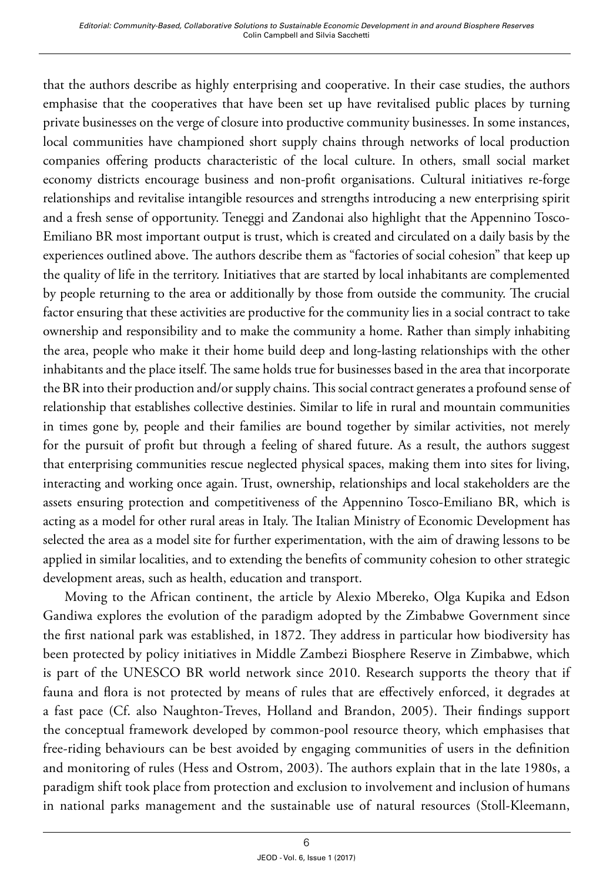that the authors describe as highly enterprising and cooperative. In their case studies, the authors emphasise that the cooperatives that have been set up have revitalised public places by turning private businesses on the verge of closure into productive community businesses. In some instances, local communities have championed short supply chains through networks of local production companies offering products characteristic of the local culture. In others, small social market economy districts encourage business and non-profit organisations. Cultural initiatives re-forge relationships and revitalise intangible resources and strengths introducing a new enterprising spirit and a fresh sense of opportunity. Teneggi and Zandonai also highlight that the Appennino Tosco-Emiliano BR most important output is trust, which is created and circulated on a daily basis by the experiences outlined above. The authors describe them as "factories of social cohesion" that keep up the quality of life in the territory. Initiatives that are started by local inhabitants are complemented by people returning to the area or additionally by those from outside the community. The crucial factor ensuring that these activities are productive for the community lies in a social contract to take ownership and responsibility and to make the community a home. Rather than simply inhabiting the area, people who make it their home build deep and long-lasting relationships with the other inhabitants and the place itself. The same holds true for businesses based in the area that incorporate the BR into their production and/or supply chains. This social contract generates a profound sense of relationship that establishes collective destinies. Similar to life in rural and mountain communities in times gone by, people and their families are bound together by similar activities, not merely for the pursuit of profit but through a feeling of shared future. As a result, the authors suggest that enterprising communities rescue neglected physical spaces, making them into sites for living, interacting and working once again. Trust, ownership, relationships and local stakeholders are the assets ensuring protection and competitiveness of the Appennino Tosco-Emiliano BR, which is acting as a model for other rural areas in Italy. The Italian Ministry of Economic Development has selected the area as a model site for further experimentation, with the aim of drawing lessons to be applied in similar localities, and to extending the benefits of community cohesion to other strategic development areas, such as health, education and transport.

Moving to the African continent, the article by Alexio Mbereko, Olga Kupika and Edson Gandiwa explores the evolution of the paradigm adopted by the Zimbabwe Government since the first national park was established, in 1872. They address in particular how biodiversity has been protected by policy initiatives in Middle Zambezi Biosphere Reserve in Zimbabwe, which is part of the UNESCO BR world network since 2010. Research supports the theory that if fauna and flora is not protected by means of rules that are effectively enforced, it degrades at a fast pace (Cf. also Naughton-Treves, Holland and Brandon, 2005). Their findings support the conceptual framework developed by common-pool resource theory, which emphasises that free-riding behaviours can be best avoided by engaging communities of users in the definition and monitoring of rules (Hess and Ostrom, 2003). The authors explain that in the late 1980s, a paradigm shift took place from protection and exclusion to involvement and inclusion of humans in national parks management and the sustainable use of natural resources (Stoll-Kleemann,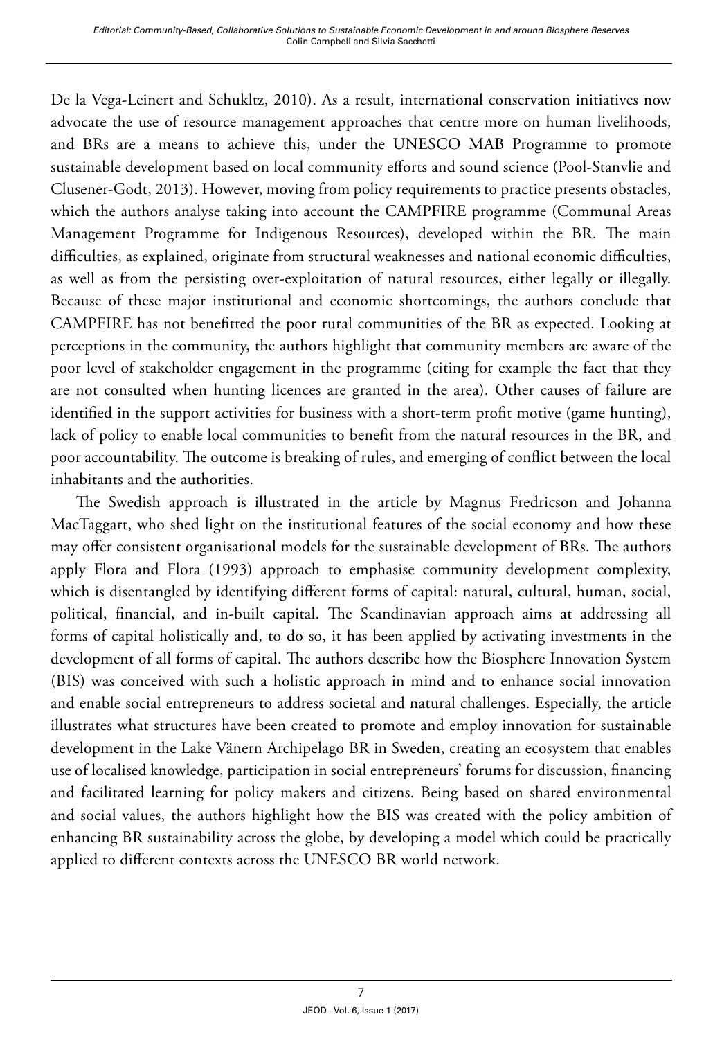De la Vega-Leinert and Schukltz, 2010). As a result, international conservation initiatives now advocate the use of resource management approaches that centre more on human livelihoods, and BRs are a means to achieve this, under the UNESCO MAB Programme to promote sustainable development based on local community efforts and sound science (Pool-Stanvlie and Clusener-Godt, 2013). However, moving from policy requirements to practice presents obstacles, which the authors analyse taking into account the CAMPFIRE programme (Communal Areas Management Programme for Indigenous Resources), developed within the BR. The main difficulties, as explained, originate from structural weaknesses and national economic difficulties, as well as from the persisting over-exploitation of natural resources, either legally or illegally. Because of these major institutional and economic shortcomings, the authors conclude that CAMPFIRE has not benefitted the poor rural communities of the BR as expected. Looking at perceptions in the community, the authors highlight that community members are aware of the poor level of stakeholder engagement in the programme (citing for example the fact that they are not consulted when hunting licences are granted in the area). Other causes of failure are identified in the support activities for business with a short-term profit motive (game hunting), lack of policy to enable local communities to benefit from the natural resources in the BR, and poor accountability. The outcome is breaking of rules, and emerging of conflict between the local inhabitants and the authorities.

The Swedish approach is illustrated in the article by Magnus Fredricson and Johanna MacTaggart, who shed light on the institutional features of the social economy and how these may offer consistent organisational models for the sustainable development of BRs. The authors apply Flora and Flora (1993) approach to emphasise community development complexity, which is disentangled by identifying different forms of capital: natural, cultural, human, social, political, financial, and in-built capital. The Scandinavian approach aims at addressing all forms of capital holistically and, to do so, it has been applied by activating investments in the development of all forms of capital. The authors describe how the Biosphere Innovation System (BIS) was conceived with such a holistic approach in mind and to enhance social innovation and enable social entrepreneurs to address societal and natural challenges. Especially, the article illustrates what structures have been created to promote and employ innovation for sustainable development in the Lake Vänern Archipelago BR in Sweden, creating an ecosystem that enables use of localised knowledge, participation in social entrepreneurs' forums for discussion, financing and facilitated learning for policy makers and citizens. Being based on shared environmental and social values, the authors highlight how the BIS was created with the policy ambition of enhancing BR sustainability across the globe, by developing a model which could be practically applied to different contexts across the UNESCO BR world network.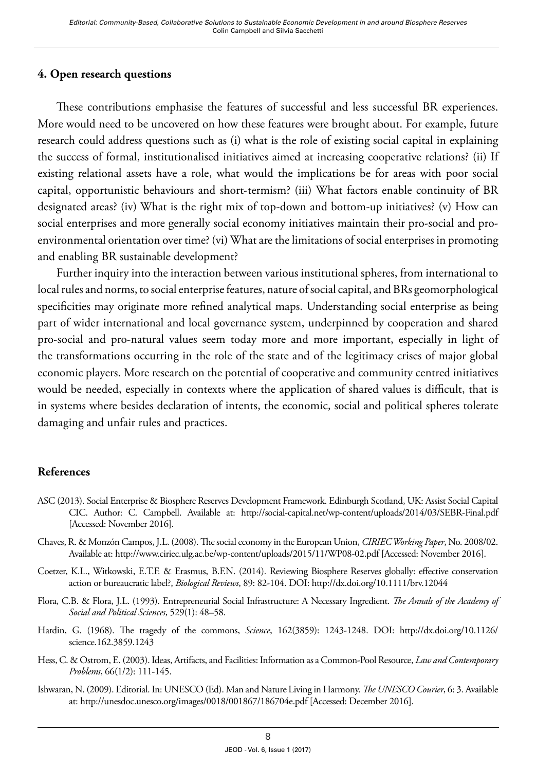## 4. Open research questions

These contributions emphasise the features of successful and less successful BR experiences. More would need to be uncovered on how these features were brought about. For example, future research could address questions such as (i) what is the role of existing social capital in explaining the success of formal, institutionalised initiatives aimed at increasing cooperative relations? (ii) If existing relational assets have a role, what would the implications be for areas with poor social capital, opportunistic behaviours and short-termism? (iii) What factors enable continuity of BR designated areas? (iv) What is the right mix of top-down and bottom-up initiatives? (v) How can social enterprises and more generally social economy initiatives maintain their pro-social and pro-environmental orientation over time? (vi) What are the limitations of social enterprises in promoting and enabling BR sustainable development?

Further inquiry into the interaction between various institutional spheres, from international to local rules and norms, to social enterprise features, nature of social capital, and BRs geomorphological specificities may originate more refined analytical maps. Understanding social enterprise as being part of wider international and local governance system, underpinned by cooperation and shared pro-social and pro-natural values seem today more and more important, especially in light of the transformations occurring in the role of the state and of the legitimacy crises of major global economic players. More research on the potential of cooperative and community centred initiatives would be needed, especially in contexts where the application of shared values is difficult, that is in systems where besides declaration of intents, the economic, social and political spheres tolerate damaging and unfair rules and practices.

## References

ASC (2013). Social Enterprise & Biosphere Reserves Development Framework. Edinburgh Scotland, UK: Assist Social Capital CIC. Author: C. Campbell. Available at: http://social-capital.net/wp-content/uploads/2014/03/SEBR-Final.pdf [Accessed: November 2016].

Chaves, R. & Monzón Campos, J.L. (2008). The social economy in the European Union, *CIRIEC Working Paper*, No. 2008/02. Available at: http://www.ciriec.ulg.ac.be/wp-content/uploads/2015/11/WP08-02.pdf [Accessed: November 2016].

Coetzer, K.L., Witkowski, E.T.F. & Erasmus, B.F.N. (2014). Reviewing Biosphere Reserves globally: effective conservation action or bureaucratic label?, *Biological Reviews*, 89: 82-104. DOI: http://dx.doi.org/10.1111/brv.12044

Flora, C.B. & Flora, J.L. (1993). Entrepreneurial Social Infrastructure: A Necessary Ingredient. *The Annals of the Academy of Social and Political Sciences*, 529(1): 48–58.

Hardin, G. (1968). The tragedy of the commons, *Science*, 162(3859): 1243-1248. DOI: http://dx.doi.org/10.1126/science.162.3859.1243

Hess, C. & Ostrom, E. (2003). Ideas, Artifacts, and Facilities: Information as a Common-Pool Resource, *Law and Contemporary Problems*, 66(1/2): 111-145.

Ishwaran, N. (2009). Editorial. In: UNESCO (Ed). Man and Nature Living in Harmony. *The UNESCO Courier*, 6: 3. Available at: http://unesdoc.unesco.org/images/0018/001867/186704e.pdf [Accessed: December 2016].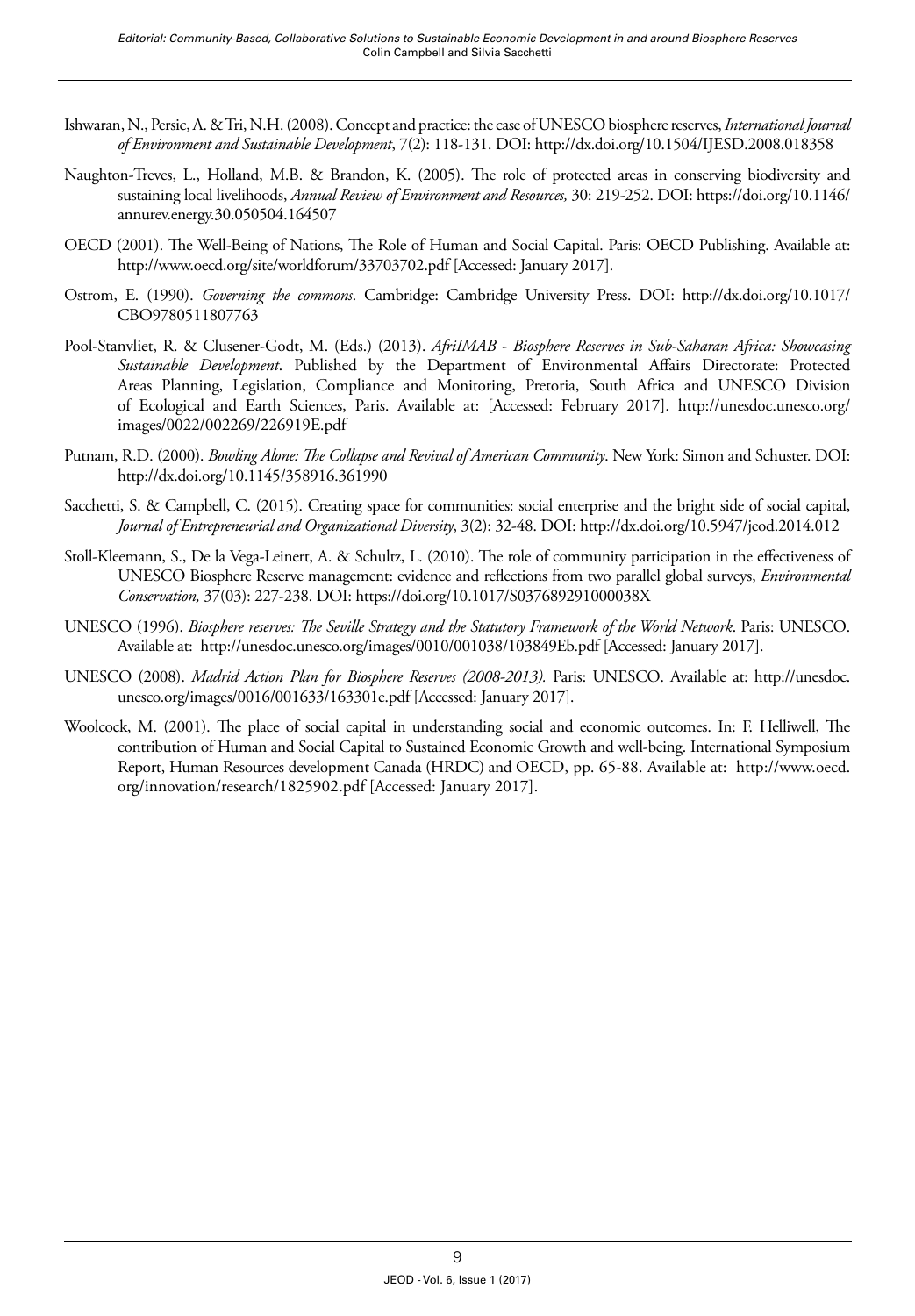Ishwaran, N., Persic, A. & Tri, N.H. (2008). Concept and practice: the case of UNESCO biosphere reserves, *International Journal of Environment and Sustainable Development*, 7(2): 118-131. DOI: http://dx.doi.org/10.1504/IJESD.2008.018358

Naughton-Treves, L., Holland, M.B. & Brandon, K. (2005). The role of protected areas in conserving biodiversity and sustaining local livelihoods, *Annual Review of Environment and Resources,* 30: 219-252. DOI: https://doi.org/10.1146/annurev.energy.30.050504.164507

OECD (2001). The Well-Being of Nations, The Role of Human and Social Capital. Paris: OECD Publishing. Available at: http://www.oecd.org/site/worldforum/33703702.pdf [Accessed: January 2017].

Ostrom, E. (1990). *Governing the commons*. Cambridge: Cambridge University Press. DOI: http://dx.doi.org/10.1017/CBO9780511807763

Pool-Stanvliet, R. & Clusener-Godt, M. (Eds.) (2013). *AfriIMAB - Biosphere Reserves in Sub-Saharan Africa: Showcasing Sustainable Development*. Published by the Department of Environmental Affairs Directorate: Protected Areas Planning, Legislation, Compliance and Monitoring, Pretoria, South Africa and UNESCO Division of Ecological and Earth Sciences, Paris. Available at: [Accessed: February 2017]. http://unesdoc.unesco.org/images/0022/002269/226919E.pdf

Putnam, R.D. (2000). *Bowling Alone: The Collapse and Revival of American Community*. New York: Simon and Schuster. DOI: http://dx.doi.org/10.1145/358916.361990

Sacchetti, S. & Campbell, C. (2015). Creating space for communities: social enterprise and the bright side of social capital, *Journal of Entrepreneurial and Organizational Diversity*, 3(2): 32-48. DOI: http://dx.doi.org/10.5947/jeod.2014.012

Stoll-Kleemann, S., De la Vega-Leinert, A. & Schultz, L. (2010). The role of community participation in the effectiveness of UNESCO Biosphere Reserve management: evidence and reflections from two parallel global surveys, *Environmental Conservation,* 37(03): 227-238. DOI: https://doi.org/10.1017/S037689291000038X

UNESCO (1996). *Biosphere reserves: The Seville Strategy and the Statutory Framework of the World Network*. Paris: UNESCO. Available at: http://unesdoc.unesco.org/images/0010/001038/103849Eb.pdf [Accessed: January 2017].

UNESCO (2008). *Madrid Action Plan for Biosphere Reserves (2008-2013).* Paris: UNESCO. Available at: http://unesdoc.unesco.org/images/0016/001633/163301e.pdf [Accessed: January 2017].

Woolcock, M. (2001). The place of social capital in understanding social and economic outcomes. In: F. Helliwell, The contribution of Human and Social Capital to Sustained Economic Growth and well-being. International Symposium Report, Human Resources development Canada (HRDC) and OECD, pp. 65-88. Available at: http://www.oecd.org/innovation/research/1825902.pdf [Accessed: January 2017].